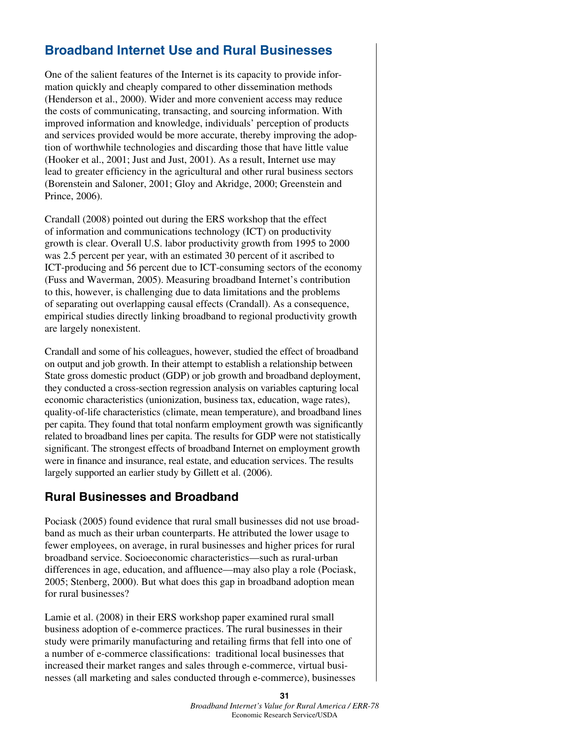## Broadband Internet Use and Rural Businesses

One of the salient features of the Internet is its capacity to provide information quickly and cheaply compared to other dissemination methods (Henderson et al., 2000). Wider and more convenient access may reduce the costs of communicating, transacting, and sourcing information. With improved information and knowledge, individuals' perception of products and services provided would be more accurate, thereby improving the adoption of worthwhile technologies and discarding those that have little value (Hooker et al., 2001; Just and Just, 2001). As a result, Internet use may lead to greater efficiency in the agricultural and other rural business sectors (Borenstein and Saloner, 2001; Gloy and Akridge, 2000; Greenstein and Prince, 2006).

Crandall (2008) pointed out during the ERS workshop that the effect of information and communications technology (ICT) on productivity growth is clear. Overall U.S. labor productivity growth from 1995 to 2000 was 2.5 percent per year, with an estimated 30 percent of it ascribed to ICT-producing and 56 percent due to ICT-consuming sectors of the economy (Fuss and Waverman, 2005). Measuring broadband Internet's contribution to this, however, is challenging due to data limitations and the problems of separating out overlapping causal effects (Crandall). As a consequence, empirical studies directly linking broadband to regional productivity growth are largely nonexistent.

Crandall and some of his colleagues, however, studied the effect of broadband on output and job growth. In their attempt to establish a relationship between State gross domestic product (GDP) or job growth and broadband deployment, they conducted a cross-section regression analysis on variables capturing local economic characteristics (unionization, business tax, education, wage rates), quality-of-life characteristics (climate, mean temperature), and broadband lines per capita. They found that total nonfarm employment growth was significantly related to broadband lines per capita. The results for GDP were not statistically significant. The strongest effects of broadband Internet on employment growth were in finance and insurance, real estate, and education services. The results largely supported an earlier study by Gillett et al. (2006).

### Rural Businesses and Broadband

Pociask (2005) found evidence that rural small businesses did not use broadband as much as their urban counterparts. He attributed the lower usage to fewer employees, on average, in rural businesses and higher prices for rural broadband service. Socioeconomic characteristics—such as rural-urban differences in age, education, and affluence—may also play a role (Pociask, 2005; Stenberg, 2000). But what does this gap in broadband adoption mean for rural businesses?

Lamie et al. (2008) in their ERS workshop paper examined rural small business adoption of e-commerce practices. The rural businesses in their study were primarily manufacturing and retailing firms that fell into one of a number of e-commerce classifications: traditional local businesses that increased their market ranges and sales through e-commerce, virtual businesses (all marketing and sales conducted through e-commerce), businesses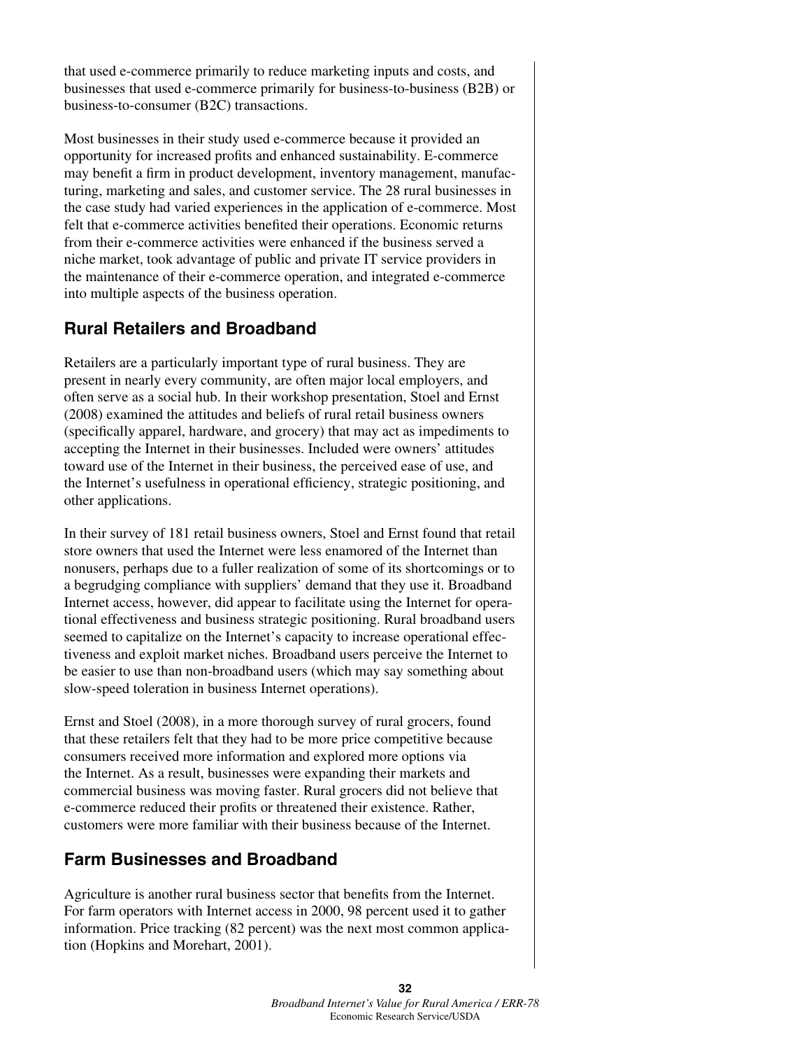that used e-commerce primarily to reduce marketing inputs and costs, and businesses that used e-commerce primarily for business-to-business (B2B) or business-to-consumer (B2C) transactions.

Most businesses in their study used e-commerce because it provided an opportunity for increased profits and enhanced sustainability. E-commerce may benefit a firm in product development, inventory management, manufacturing, marketing and sales, and customer service. The 28 rural businesses in the case study had varied experiences in the application of e-commerce. Most felt that e-commerce activities benefited their operations. Economic returns from their e-commerce activities were enhanced if the business served a niche market, took advantage of public and private IT service providers in the maintenance of their e-commerce operation, and integrated e-commerce into multiple aspects of the business operation.

## Rural Retailers and Broadband

Retailers are a particularly important type of rural business. They are present in nearly every community, are often major local employers, and often serve as a social hub. In their workshop presentation, Stoel and Ernst (2008) examined the attitudes and beliefs of rural retail business owners (specifically apparel, hardware, and grocery) that may act as impediments to accepting the Internet in their businesses. Included were owners' attitudes toward use of the Internet in their business, the perceived ease of use, and the Internet's usefulness in operational efficiency, strategic positioning, and other applications.

In their survey of 181 retail business owners, Stoel and Ernst found that retail store owners that used the Internet were less enamored of the Internet than nonusers, perhaps due to a fuller realization of some of its shortcomings or to a begrudging compliance with suppliers' demand that they use it. Broadband Internet access, however, did appear to facilitate using the Internet for operational effectiveness and business strategic positioning. Rural broadband users seemed to capitalize on the Internet's capacity to increase operational effectiveness and exploit market niches. Broadband users perceive the Internet to be easier to use than non-broadband users (which may say something about slow-speed toleration in business Internet operations).

Ernst and Stoel (2008), in a more thorough survey of rural grocers, found that these retailers felt that they had to be more price competitive because consumers received more information and explored more options via the Internet. As a result, businesses were expanding their markets and commercial business was moving faster. Rural grocers did not believe that e-commerce reduced their profits or threatened their existence. Rather, customers were more familiar with their business because of the Internet.

## Farm Businesses and Broadband

Agriculture is another rural business sector that benefits from the Internet. For farm operators with Internet access in 2000, 98 percent used it to gather information. Price tracking (82 percent) was the next most common application (Hopkins and Morehart, 2001).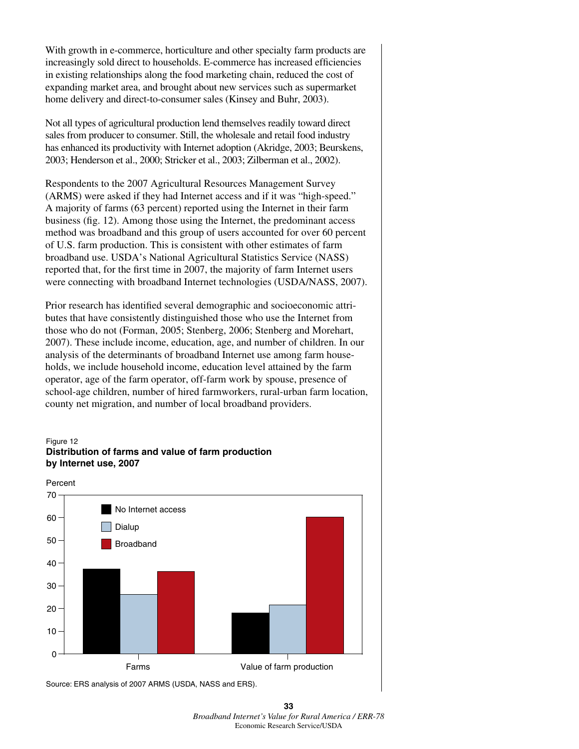With growth in e-commerce, horticulture and other specialty farm products are increasingly sold direct to households. E-commerce has increased efficiencies in existing relationships along the food marketing chain, reduced the cost of expanding market area, and brought about new services such as supermarket home delivery and direct-to-consumer sales (Kinsey and Buhr, 2003).

Not all types of agricultural production lend themselves readily toward direct sales from producer to consumer. Still, the wholesale and retail food industry has enhanced its productivity with Internet adoption (Akridge, 2003; Beurskens, 2003; Henderson et al., 2000; Stricker et al., 2003; Zilberman et al., 2002).

Respondents to the 2007 Agricultural Resources Management Survey (ARMS) were asked if they had Internet access and if it was "high-speed." A majority of farms (63 percent) reported using the Internet in their farm business (fig. 12). Among those using the Internet, the predominant access method was broadband and this group of users accounted for over 60 percent of U.S. farm production. This is consistent with other estimates of farm broadband use. USDA's National Agricultural Statistics Service (NASS) reported that, for the first time in 2007, the majority of farm Internet users were connecting with broadband Internet technologies (USDA/NASS, 2007).

Prior research has identified several demographic and socioeconomic attributes that have consistently distinguished those who use the Internet from those who do not (Forman, 2005; Stenberg, 2006; Stenberg and Morehart, 2007). These include income, education, age, and number of children. In our analysis of the determinants of broadband Internet use among farm households, we include household income, education level attained by the farm operator, age of the farm operator, off-farm work by spouse, presence of school-age children, number of hired farmworkers, rural-urban farm location, county net migration, and number of local broadband providers.

Figure 12
**Distribution of farms and value of farm production by Internet use, 2007**

Percent

| | No Internet access | Dialup | Broadband |
|---|---|---|---|
| Farms | 37.5 | 26 | 36.5 |
| Value of farm production | 18 | 21.5 | 60 |

Source: ERS analysis of 2007 ARMS (USDA, NASS and ERS).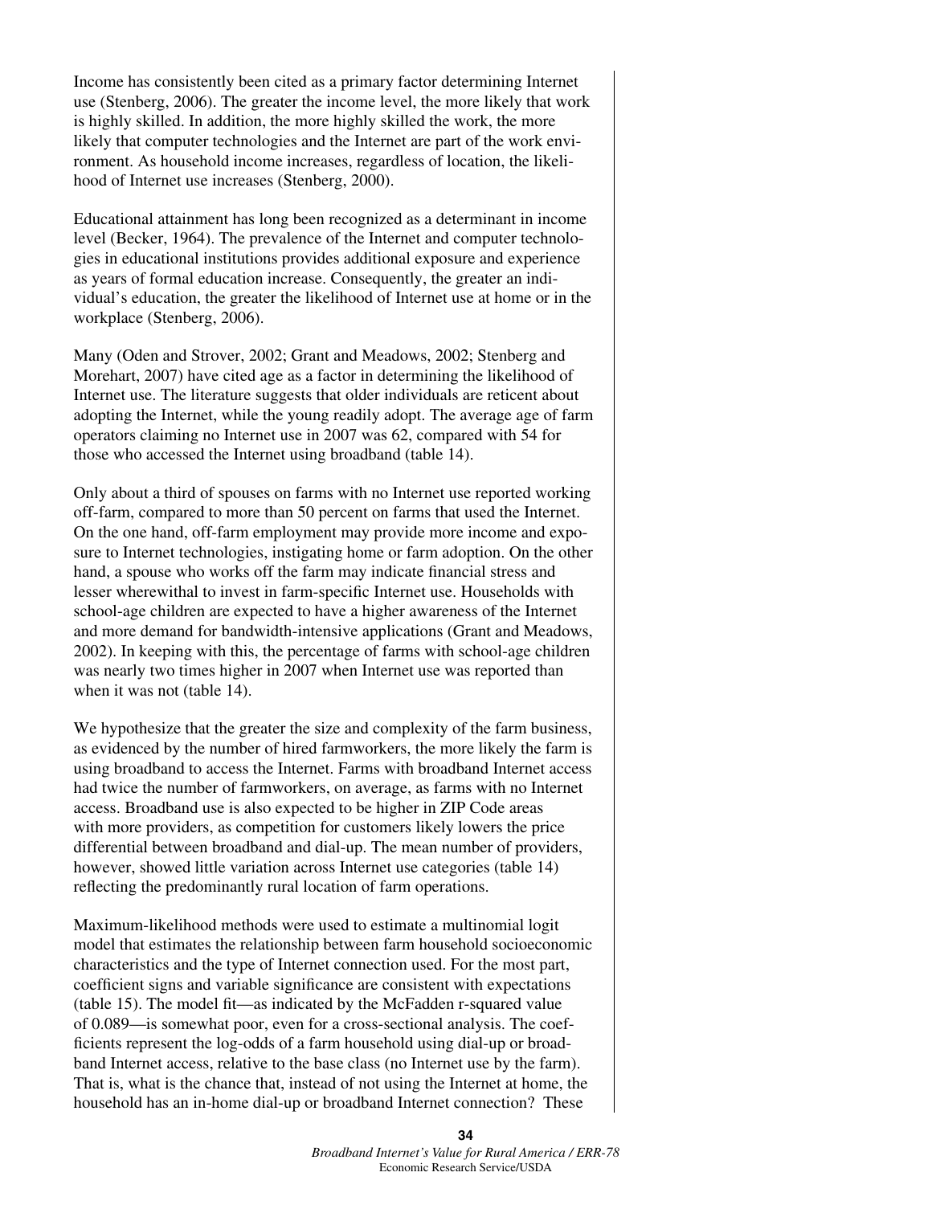Income has consistently been cited as a primary factor determining Internet use (Stenberg, 2006). The greater the income level, the more likely that work is highly skilled. In addition, the more highly skilled the work, the more likely that computer technologies and the Internet are part of the work environment. As household income increases, regardless of location, the likelihood of Internet use increases (Stenberg, 2000).

Educational attainment has long been recognized as a determinant in income level (Becker, 1964). The prevalence of the Internet and computer technologies in educational institutions provides additional exposure and experience as years of formal education increase. Consequently, the greater an individual's education, the greater the likelihood of Internet use at home or in the workplace (Stenberg, 2006).

Many (Oden and Strover, 2002; Grant and Meadows, 2002; Stenberg and Morehart, 2007) have cited age as a factor in determining the likelihood of Internet use. The literature suggests that older individuals are reticent about adopting the Internet, while the young readily adopt. The average age of farm operators claiming no Internet use in 2007 was 62, compared with 54 for those who accessed the Internet using broadband (table 14).

Only about a third of spouses on farms with no Internet use reported working off-farm, compared to more than 50 percent on farms that used the Internet. On the one hand, off-farm employment may provide more income and exposure to Internet technologies, instigating home or farm adoption. On the other hand, a spouse who works off the farm may indicate financial stress and lesser wherewithal to invest in farm-specific Internet use. Households with school-age children are expected to have a higher awareness of the Internet and more demand for bandwidth-intensive applications (Grant and Meadows, 2002). In keeping with this, the percentage of farms with school-age children was nearly two times higher in 2007 when Internet use was reported than when it was not (table 14).

We hypothesize that the greater the size and complexity of the farm business, as evidenced by the number of hired farmworkers, the more likely the farm is using broadband to access the Internet. Farms with broadband Internet access had twice the number of farmworkers, on average, as farms with no Internet access. Broadband use is also expected to be higher in ZIP Code areas with more providers, as competition for customers likely lowers the price differential between broadband and dial-up. The mean number of providers, however, showed little variation across Internet use categories (table 14) reflecting the predominantly rural location of farm operations.

Maximum-likelihood methods were used to estimate a multinomial logit model that estimates the relationship between farm household socioeconomic characteristics and the type of Internet connection used. For the most part, coefficient signs and variable significance are consistent with expectations (table 15). The model fit—as indicated by the McFadden r-squared value of 0.089—is somewhat poor, even for a cross-sectional analysis. The coefficients represent the log-odds of a farm household using dial-up or broadband Internet access, relative to the base class (no Internet use by the farm). That is, what is the chance that, instead of not using the Internet at home, the household has an in-home dial-up or broadband Internet connection? These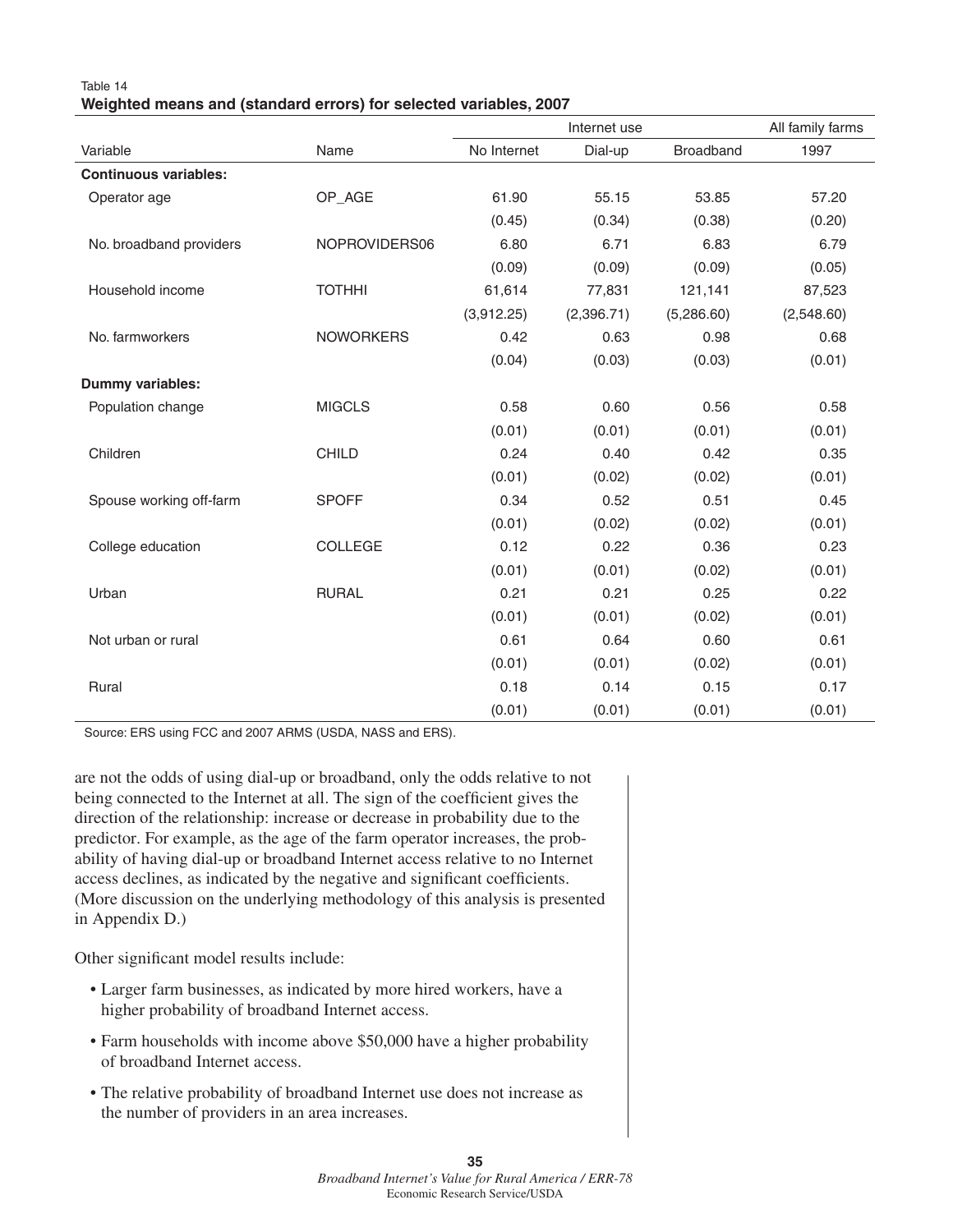Table 14
**Weighted means and (standard errors) for selected variables, 2007**

| Variable | Name | Internet use | | | All family farms |
|---|---|---|---|---|---|
| | | No Internet | Dial-up | Broadband | 1997 |
| **Continuous variables:** | | | | | |
| Operator age | OP_AGE | 61.90 | 55.15 | 53.85 | 57.20 |
| | | (0.45) | (0.34) | (0.38) | (0.20) |
| No. broadband providers | NOPROVIDERS06 | 6.80 | 6.71 | 6.83 | 6.79 |
| | | (0.09) | (0.09) | (0.09) | (0.05) |
| Household income | TOTHHI | 61,614 | 77,831 | 121,141 | 87,523 |
| | | (3,912.25) | (2,396.71) | (5,286.60) | (2,548.60) |
| No. farmworkers | NOWORKERS | 0.42 | 0.63 | 0.98 | 0.68 |
| | | (0.04) | (0.03) | (0.03) | (0.01) |
| **Dummy variables:** | | | | | |
| Population change | MIGCLS | 0.58 | 0.60 | 0.56 | 0.58 |
| | | (0.01) | (0.01) | (0.01) | (0.01) |
| Children | CHILD | 0.24 | 0.40 | 0.42 | 0.35 |
| | | (0.01) | (0.02) | (0.02) | (0.01) |
| Spouse working off-farm | SPOFF | 0.34 | 0.52 | 0.51 | 0.45 |
| | | (0.01) | (0.02) | (0.02) | (0.01) |
| College education | COLLEGE | 0.12 | 0.22 | 0.36 | 0.23 |
| | | (0.01) | (0.01) | (0.02) | (0.01) |
| Urban | RURAL | 0.21 | 0.21 | 0.25 | 0.22 |
| | | (0.01) | (0.01) | (0.02) | (0.01) |
| Not urban or rural | | 0.61 | 0.64 | 0.60 | 0.61 |
| | | (0.01) | (0.01) | (0.02) | (0.01) |
| Rural | | 0.18 | 0.14 | 0.15 | 0.17 |
| | | (0.01) | (0.01) | (0.01) | (0.01) |

Source: ERS using FCC and 2007 ARMS (USDA, NASS and ERS).

are not the odds of using dial-up or broadband, only the odds relative to not being connected to the Internet at all. The sign of the coefficient gives the direction of the relationship: increase or decrease in probability due to the predictor. For example, as the age of the farm operator increases, the probability of having dial-up or broadband Internet access relative to no Internet access declines, as indicated by the negative and significant coefficients. (More discussion on the underlying methodology of this analysis is presented in Appendix D.)

Other significant model results include:

- Larger farm businesses, as indicated by more hired workers, have a higher probability of broadband Internet access.
- Farm households with income above $50,000 have a higher probability of broadband Internet access.
- The relative probability of broadband Internet use does not increase as the number of providers in an area increases.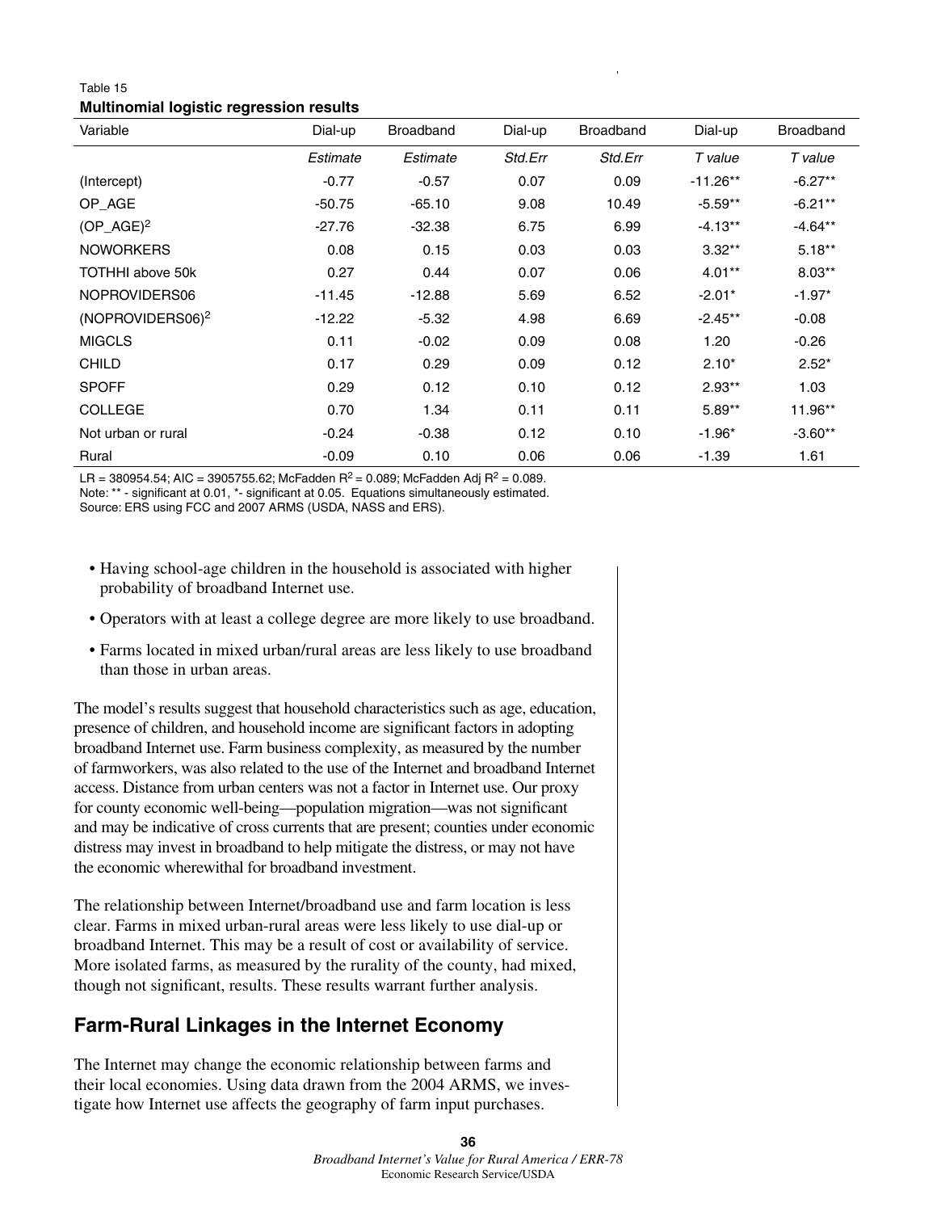Table 15

**Multinomial logistic regression results**

| Variable | Dial-up | Broadband | Dial-up | Broadband | Dial-up | Broadband |
|---|---|---|---|---|---|---|
| | *Estimate* | *Estimate* | *Std.Err* | *Std.Err* | *T value* | *T value* |
| (Intercept) | -0.77 | -0.57 | 0.07 | 0.09 | -11.26** | -6.27** |
| OP_AGE | -50.75 | -65.10 | 9.08 | 10.49 | -5.59** | -6.21** |
| $(OP\_AGE)^2$ | -27.76 | -32.38 | 6.75 | 6.99 | -4.13** | -4.64** |
| NOWORKERS | 0.08 | 0.15 | 0.03 | 0.03 | 3.32** | 5.18** |
| TOTHHI above 50k | 0.27 | 0.44 | 0.07 | 0.06 | 4.01** | 8.03** |
| NOPROVIDERS06 | -11.45 | -12.88 | 5.69 | 6.52 | -2.01* | -1.97* |
| $(NOPROVIDERS06)^2$ | -12.22 | -5.32 | 4.98 | 6.69 | -2.45** | -0.08 |
| MIGCLS | 0.11 | -0.02 | 0.09 | 0.08 | 1.20 | -0.26 |
| CHILD | 0.17 | 0.29 | 0.09 | 0.12 | 2.10* | 2.52* |
| SPOFF | 0.29 | 0.12 | 0.10 | 0.12 | 2.93** | 1.03 |
| COLLEGE | 0.70 | 1.34 | 0.11 | 0.11 | 5.89** | 11.96** |
| Not urban or rural | -0.24 | -0.38 | 0.12 | 0.10 | -1.96* | -3.60** |
| Rural | -0.09 | 0.10 | 0.06 | 0.06 | -1.39 | 1.61 |

LR = 380954.54; AIC = 3905755.62; McFadden $R^2$ = 0.089; McFadden Adj $R^2$ = 0.089.
Note: ** - significant at 0.01, *- significant at 0.05. Equations simultaneously estimated.
Source: ERS using FCC and 2007 ARMS (USDA, NASS and ERS).

- Having school-age children in the household is associated with higher probability of broadband Internet use.
- Operators with at least a college degree are more likely to use broadband.
- Farms located in mixed urban/rural areas are less likely to use broadband than those in urban areas.

The model's results suggest that household characteristics such as age, education, presence of children, and household income are significant factors in adopting broadband Internet use. Farm business complexity, as measured by the number of farmworkers, was also related to the use of the Internet and broadband Internet access. Distance from urban centers was not a factor in Internet use. Our proxy for county economic well-being—population migration—was not significant and may be indicative of cross currents that are present; counties under economic distress may invest in broadband to help mitigate the distress, or may not have the economic wherewithal for broadband investment.

The relationship between Internet/broadband use and farm location is less clear. Farms in mixed urban-rural areas were less likely to use dial-up or broadband Internet. This may be a result of cost or availability of service. More isolated farms, as measured by the rurality of the county, had mixed, though not significant, results. These results warrant further analysis.

## Farm-Rural Linkages in the Internet Economy

The Internet may change the economic relationship between farms and their local economies. Using data drawn from the 2004 ARMS, we investigate how Internet use affects the geography of farm input purchases.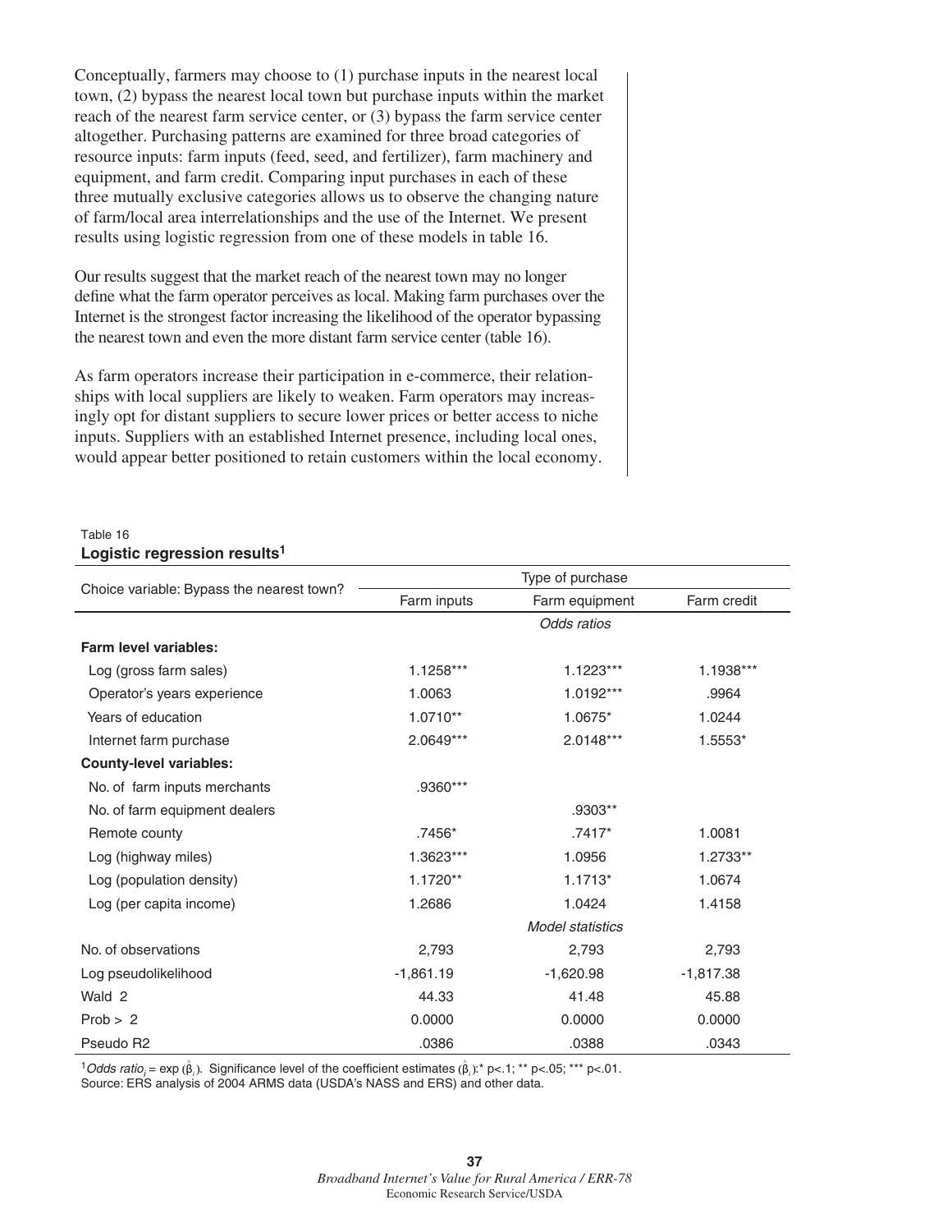Conceptually, farmers may choose to (1) purchase inputs in the nearest local town, (2) bypass the nearest local town but purchase inputs within the market reach of the nearest farm service center, or (3) bypass the farm service center altogether. Purchasing patterns are examined for three broad categories of resource inputs: farm inputs (feed, seed, and fertilizer), farm machinery and equipment, and farm credit. Comparing input purchases in each of these three mutually exclusive categories allows us to observe the changing nature of farm/local area interrelationships and the use of the Internet. We present results using logistic regression from one of these models in table 16.

Our results suggest that the market reach of the nearest town may no longer define what the farm operator perceives as local. Making farm purchases over the Internet is the strongest factor increasing the likelihood of the operator bypassing the nearest town and even the more distant farm service center (table 16).

As farm operators increase their participation in e-commerce, their relationships with local suppliers are likely to weaken. Farm operators may increasingly opt for distant suppliers to secure lower prices or better access to niche inputs. Suppliers with an established Internet presence, including local ones, would appear better positioned to retain customers within the local economy.

Table 16
**Logistic regression results[1]**

| Choice variable: Bypass the nearest town? | Type of purchase | | |
|---|---|---|---|
| | Farm inputs | Farm equipment | Farm credit |
| | | *Odds ratios* | |
| **Farm level variables:** | | | |
| Log (gross farm sales) | 1.1258*** | 1.1223*** | 1.1938*** |
| Operator's years experience | 1.0063 | 1.0192*** | .9964 |
| Years of education | 1.0710** | 1.0675* | 1.0244 |
| Internet farm purchase | 2.0649*** | 2.0148*** | 1.5553* |
| **County-level variables:** | | | |
| No. of farm inputs merchants | .9360*** | | |
| No. of farm equipment dealers | | .9303** | |
| Remote county | .7456* | .7417* | 1.0081 |
| Log (highway miles) | 1.3623*** | 1.0956 | 1.2733** |
| Log (population density) | 1.1720** | 1.1713* | 1.0674 |
| Log (per capita income) | 1.2686 | 1.0424 | 1.4158 |
| | | *Model statistics* | |
| No. of observations | 2,793 | 2,793 | 2,793 |
| Log pseudolikelihood | -1,861.19 | -1,620.98 | -1,817.38 |
| Wald 2 | 44.33 | 41.48 | 45.88 |
| Prob > 2 | 0.0000 | 0.0000 | 0.0000 |
| Pseudo R2 | .0386 | .0388 | .0343 |

[1]*Odds ratio$_i$* = exp ($\hat{\beta}_i$). Significance level of the coefficient estimates ($\hat{\beta}_i$):* p<.1; ** p<.05; *** p<.01.
Source: ERS analysis of 2004 ARMS data (USDA's NASS and ERS) and other data.